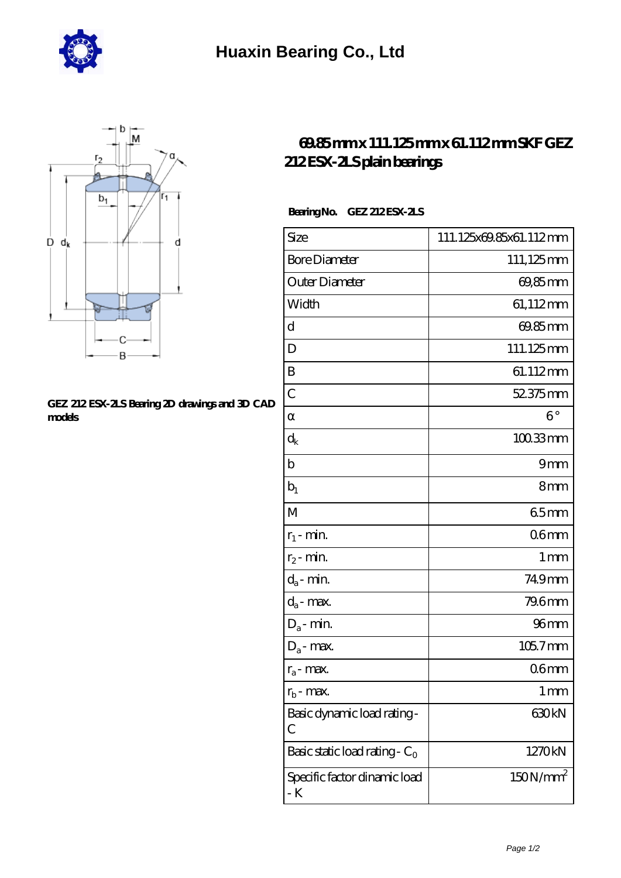# Huaxin Bearing Co., Ltd

## 69.85 mm x 111.125 mm x 61.112 mm SKF GEZ 212 ESX-2LS plain bearings

GEZ 212 ESX-2LS Bearing 2D drawings and 3D CAD models

**Bearing No.** GEZ 212 ESX-2LS

| | |
|---|---|
| Size | 111.125x69.85x61.112 mm |
| Bore Diameter | 111,125 mm |
| Outer Diameter | 69,85 mm |
| Width | 61,112 mm |
| d | 69.85 mm |
| D | 111.125 mm |
| B | 61.112 mm |
| C | 52.375 mm |
| α | 6 ° |
| $d_k$ | 100.33 mm |
| b | 9 mm |
| $b_1$ | 8 mm |
| M | 6.5 mm |
| $r_1$ - min. | 0.6 mm |
| $r_2$ - min. | 1 mm |
| $d_a$ - min. | 74.9 mm |
| $d_a$ - max. | 79.6 mm |
| $D_a$ - min. | 96 mm |
| $D_a$ - max. | 105.7 mm |
| $r_a$ - max. | 0.6 mm |
| $r_b$ - max. | 1 mm |
| Basic dynamic load rating - C | 630 kN |
| Basic static load rating - $C_0$ | 1270 kN |
| Specific factor dinamic load - K | 150 N/mm$^2$ |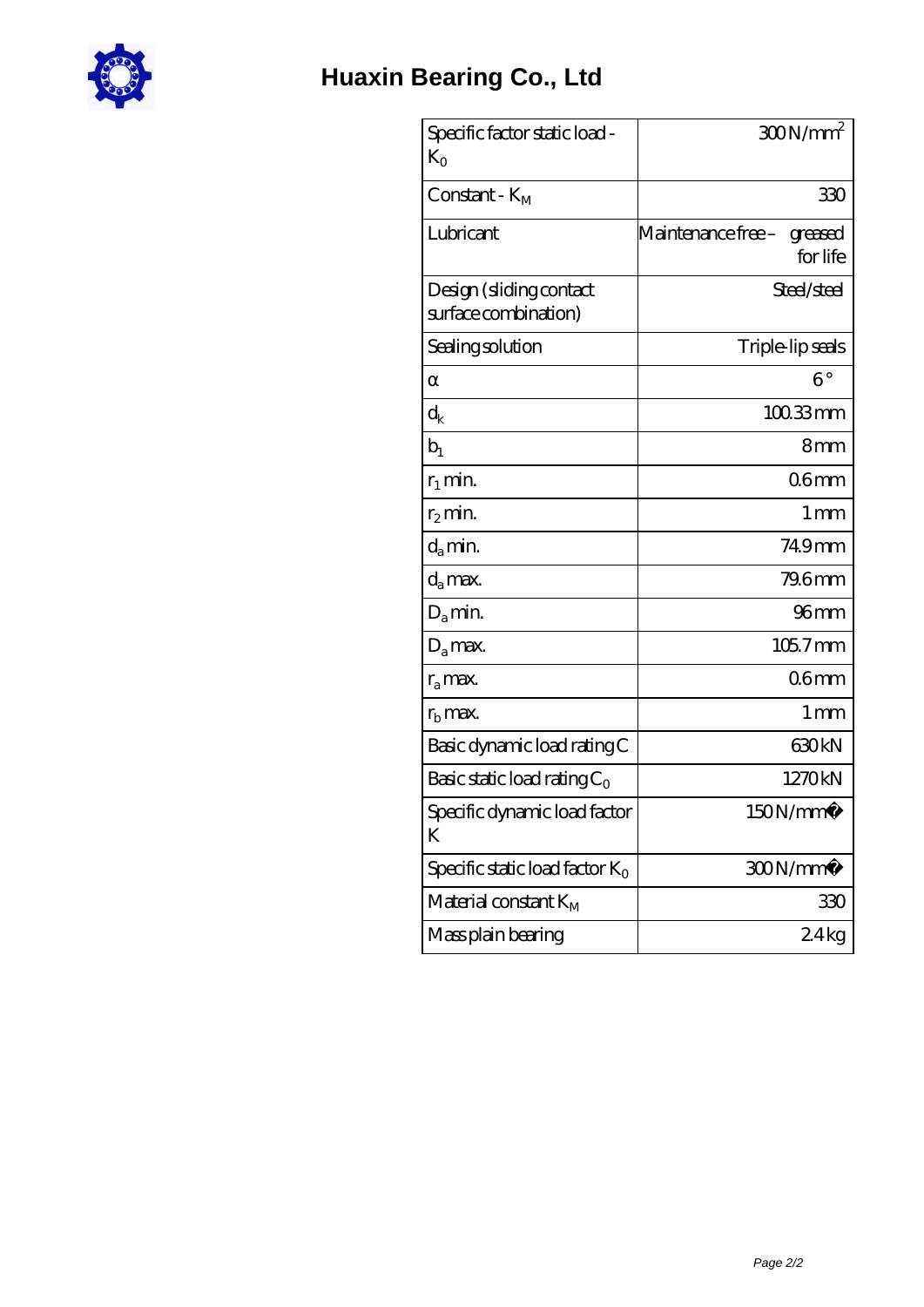# Huaxin Bearing Co., Ltd

| | |
|---|---|
| Specific factor static load - $K_0$ | 300 N/mm$^2$ |
| Constant - $K_M$ | 330 |
| Lubricant | Maintenance free – greased for life |
| Design (sliding contact surface combination) | Steel/steel |
| Sealing solution | Triple-lip seals |
| α | 6 ° |
| $d_k$ | 100.33 mm |
| $b_1$ | 8 mm |
| $r_1$ min. | 0.6 mm |
| $r_2$ min. | 1 mm |
| $d_a$ min. | 74.9 mm |
| $d_a$ max. | 79.6 mm |
| $D_a$ min. | 96 mm |
| $D_a$ max. | 105.7 mm |
| $r_a$ max. | 0.6 mm |
| $r_b$ max. | 1 mm |
| Basic dynamic load rating C | 630 kN |
| Basic static load rating $C_0$ | 1270 kN |
| Specific dynamic load factor K | 150 N/mm� |
| Specific static load factor $K_0$ | 300 N/mm� |
| Material constant $K_M$ | 330 |
| Mass plain bearing | 2.4 kg |